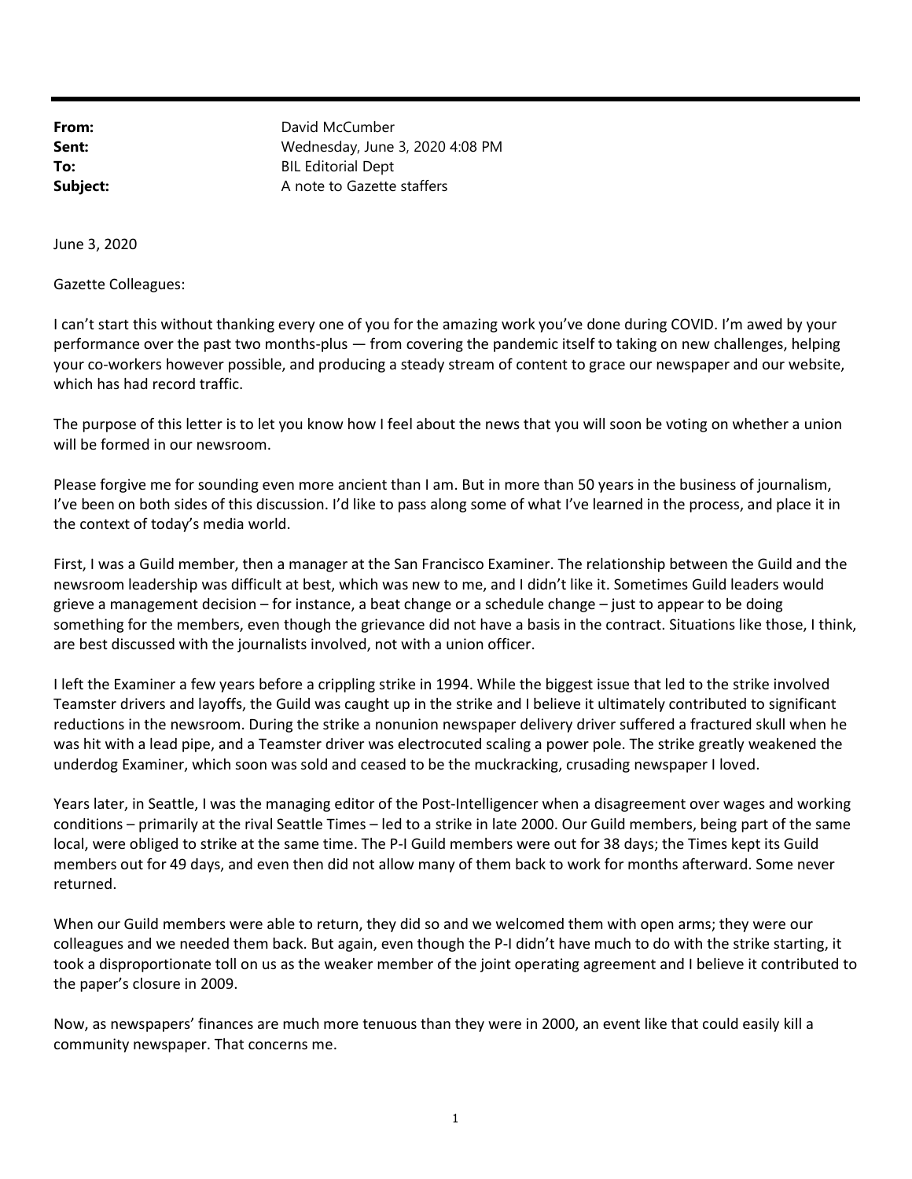**From:** David McCumber
**Sent:** Wednesday, June 3, 2020 4:08 PM
**To:** BIL Editorial Dept
**Subject:** A note to Gazette staffers

June 3, 2020

Gazette Colleagues:

I can't start this without thanking every one of you for the amazing work you've done during COVID. I'm awed by your performance over the past two months-plus — from covering the pandemic itself to taking on new challenges, helping your co-workers however possible, and producing a steady stream of content to grace our newspaper and our website, which has had record traffic.

The purpose of this letter is to let you know how I feel about the news that you will soon be voting on whether a union will be formed in our newsroom.

Please forgive me for sounding even more ancient than I am. But in more than 50 years in the business of journalism, I've been on both sides of this discussion. I'd like to pass along some of what I've learned in the process, and place it in the context of today's media world.

First, I was a Guild member, then a manager at the San Francisco Examiner. The relationship between the Guild and the newsroom leadership was difficult at best, which was new to me, and I didn't like it. Sometimes Guild leaders would grieve a management decision – for instance, a beat change or a schedule change – just to appear to be doing something for the members, even though the grievance did not have a basis in the contract. Situations like those, I think, are best discussed with the journalists involved, not with a union officer.

I left the Examiner a few years before a crippling strike in 1994. While the biggest issue that led to the strike involved Teamster drivers and layoffs, the Guild was caught up in the strike and I believe it ultimately contributed to significant reductions in the newsroom. During the strike a nonunion newspaper delivery driver suffered a fractured skull when he was hit with a lead pipe, and a Teamster driver was electrocuted scaling a power pole. The strike greatly weakened the underdog Examiner, which soon was sold and ceased to be the muckracking, crusading newspaper I loved.

Years later, in Seattle, I was the managing editor of the Post-Intelligencer when a disagreement over wages and working conditions – primarily at the rival Seattle Times – led to a strike in late 2000. Our Guild members, being part of the same local, were obliged to strike at the same time. The P-I Guild members were out for 38 days; the Times kept its Guild members out for 49 days, and even then did not allow many of them back to work for months afterward. Some never returned.

When our Guild members were able to return, they did so and we welcomed them with open arms; they were our colleagues and we needed them back. But again, even though the P-I didn't have much to do with the strike starting, it took a disproportionate toll on us as the weaker member of the joint operating agreement and I believe it contributed to the paper's closure in 2009.

Now, as newspapers' finances are much more tenuous than they were in 2000, an event like that could easily kill a community newspaper. That concerns me.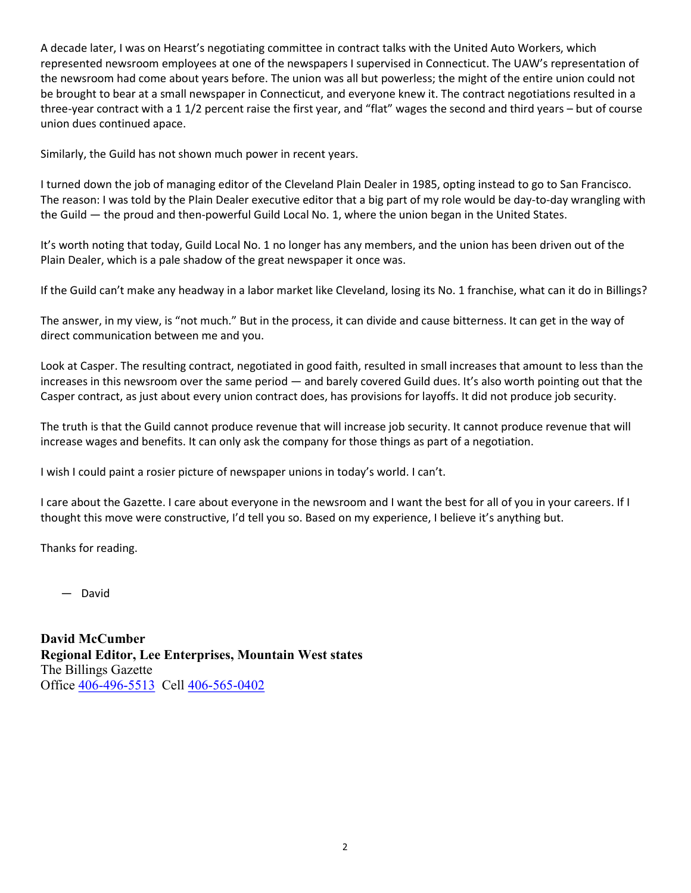A decade later, I was on Hearst's negotiating committee in contract talks with the United Auto Workers, which represented newsroom employees at one of the newspapers I supervised in Connecticut. The UAW's representation of the newsroom had come about years before. The union was all but powerless; the might of the entire union could not be brought to bear at a small newspaper in Connecticut, and everyone knew it. The contract negotiations resulted in a three-year contract with a 1 1/2 percent raise the first year, and "flat" wages the second and third years – but of course union dues continued apace.

Similarly, the Guild has not shown much power in recent years.

I turned down the job of managing editor of the Cleveland Plain Dealer in 1985, opting instead to go to San Francisco. The reason: I was told by the Plain Dealer executive editor that a big part of my role would be day-to-day wrangling with the Guild — the proud and then-powerful Guild Local No. 1, where the union began in the United States.

It's worth noting that today, Guild Local No. 1 no longer has any members, and the union has been driven out of the Plain Dealer, which is a pale shadow of the great newspaper it once was.

If the Guild can't make any headway in a labor market like Cleveland, losing its No. 1 franchise, what can it do in Billings?

The answer, in my view, is "not much." But in the process, it can divide and cause bitterness. It can get in the way of direct communication between me and you.

Look at Casper. The resulting contract, negotiated in good faith, resulted in small increases that amount to less than the increases in this newsroom over the same period — and barely covered Guild dues. It's also worth pointing out that the Casper contract, as just about every union contract does, has provisions for layoffs. It did not produce job security.

The truth is that the Guild cannot produce revenue that will increase job security. It cannot produce revenue that will increase wages and benefits. It can only ask the company for those things as part of a negotiation.

I wish I could paint a rosier picture of newspaper unions in today's world. I can't.

I care about the Gazette. I care about everyone in the newsroom and I want the best for all of you in your careers. If I thought this move were constructive, I'd tell you so. Based on my experience, I believe it's anything but.

Thanks for reading.

— David

**David McCumber**
**Regional Editor, Lee Enterprises, Mountain West states**
The Billings Gazette
Office 406-496-5513 Cell 406-565-0402